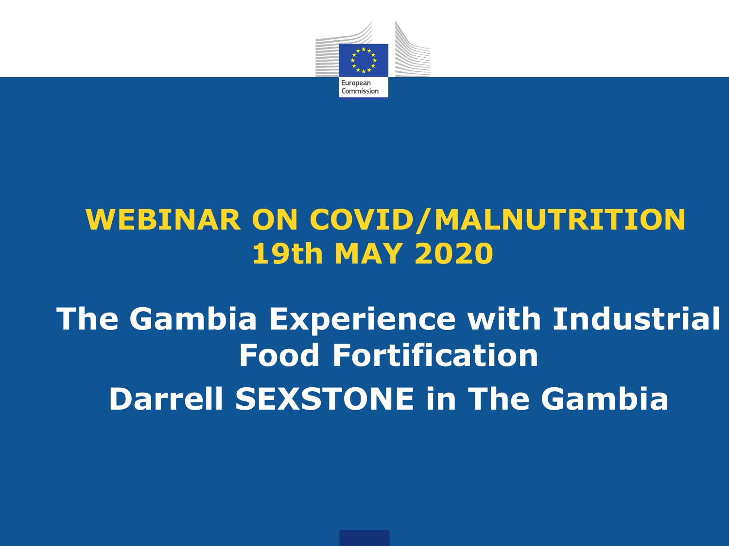European Commission

# WEBINAR ON COVID/MALNUTRITION 19th MAY 2020

## The Gambia Experience with Industrial Food Fortification

## Darrell SEXSTONE in The Gambia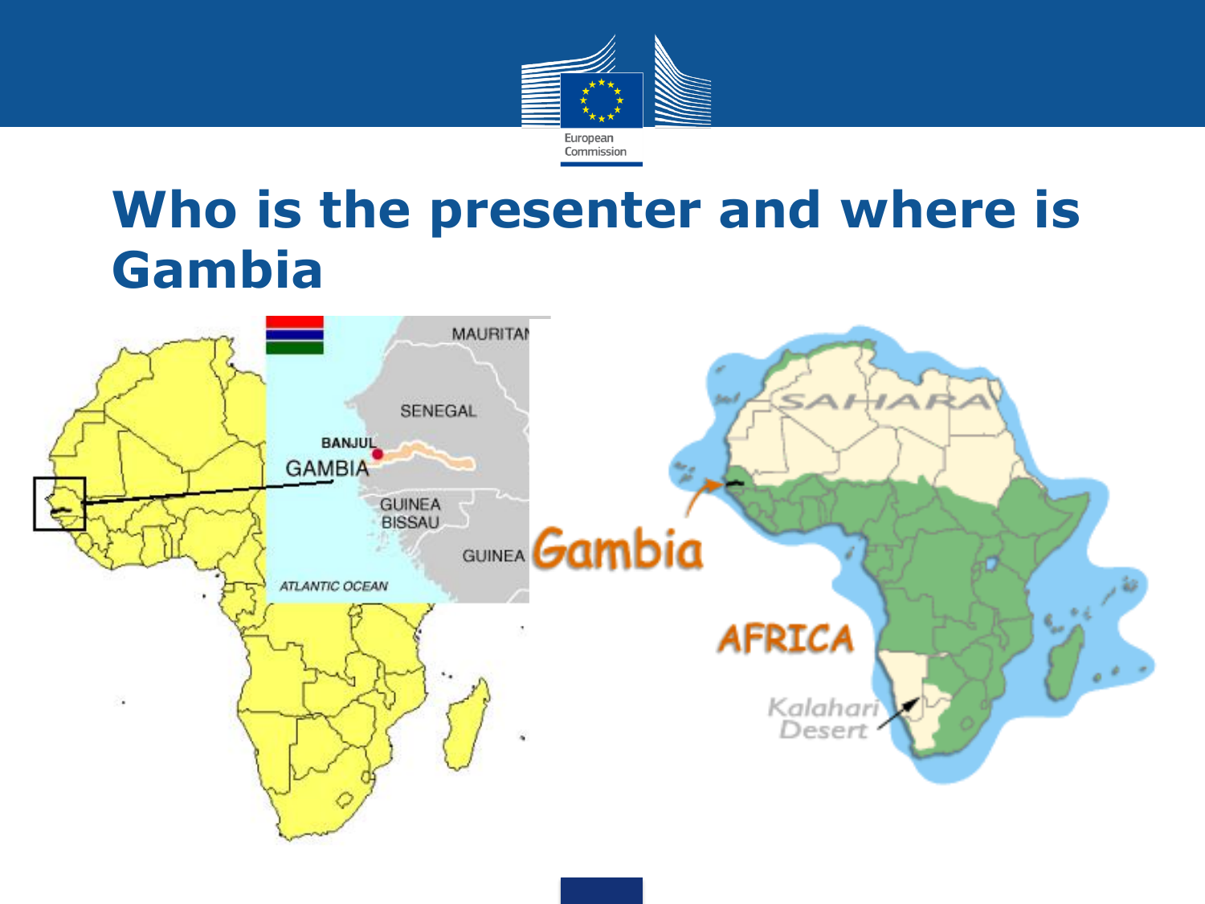# Who is the presenter and where is Gambia

MAURITAN

SENEGAL

BANJUL

GAMBIA

GUINEA BISSAU

GUINEA

ATLANTIC OCEAN

Gambia

SAHARA

AFRICA

Kalahari Desert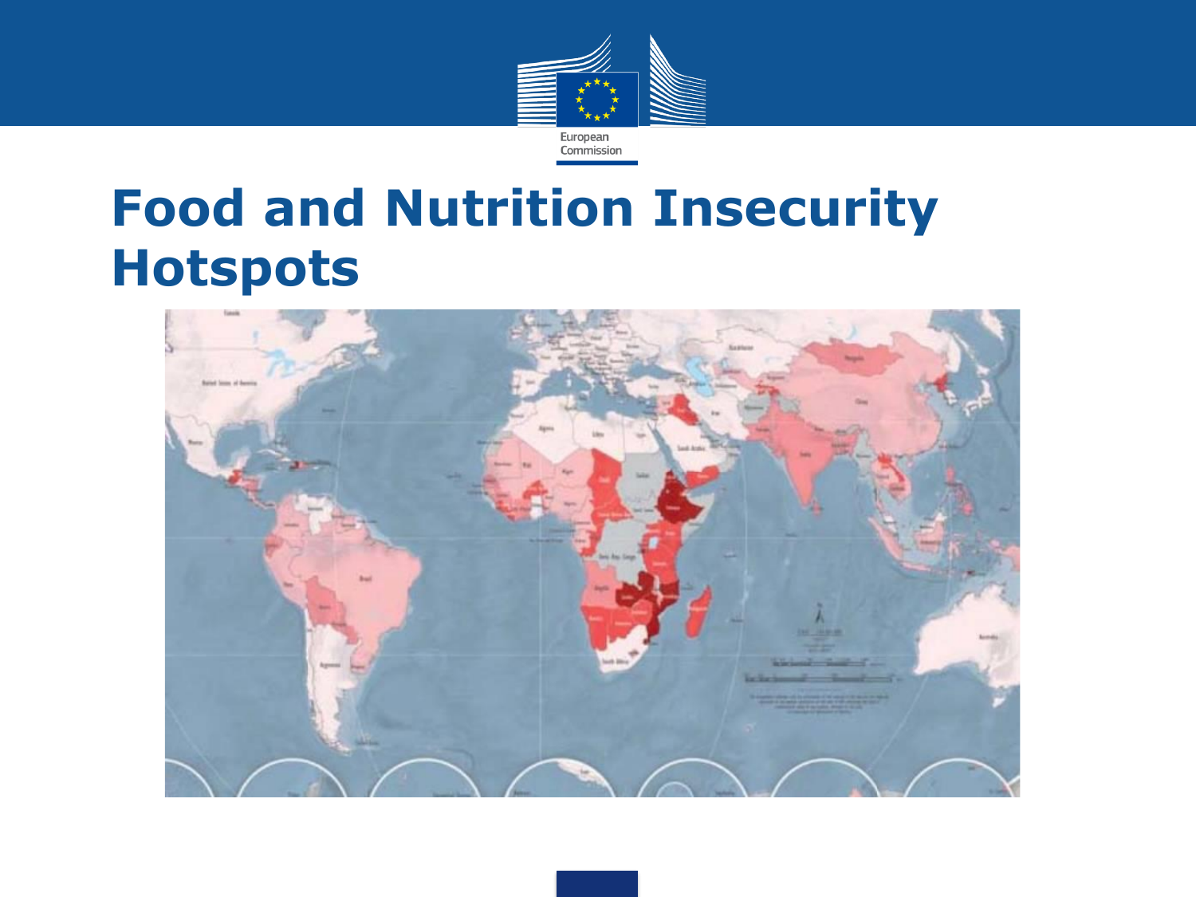# Food and Nutrition Insecurity Hotspots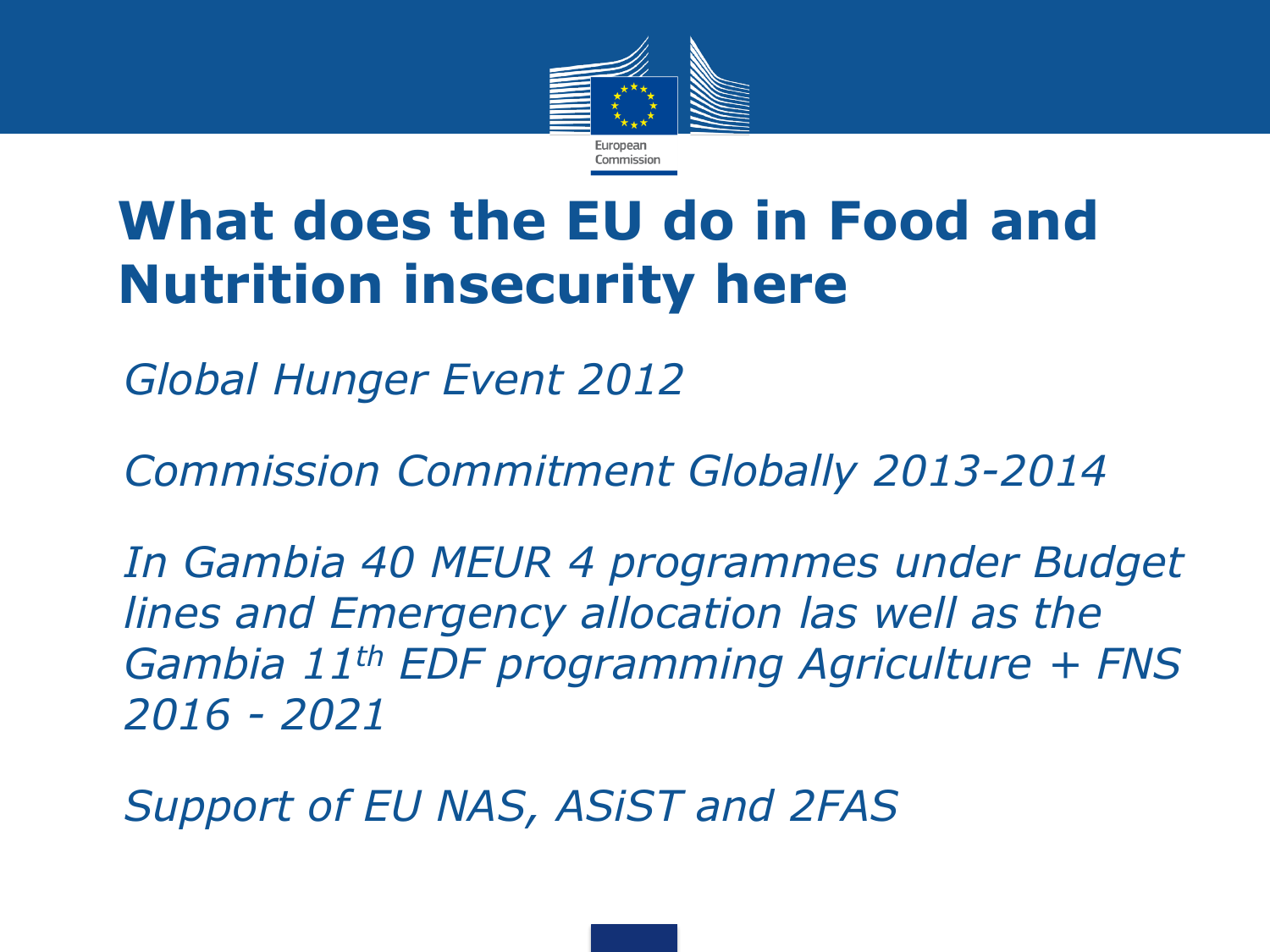# What does the EU do in Food and Nutrition insecurity here

*Global Hunger Event 2012*

*Commission Commitment Globally 2013-2014*

*In Gambia 40 MEUR 4 programmes under Budget lines and Emergency allocation las well as the Gambia 11th EDF programming Agriculture + FNS 2016 - 2021*

*Support of EU NAS, ASiST and 2FAS*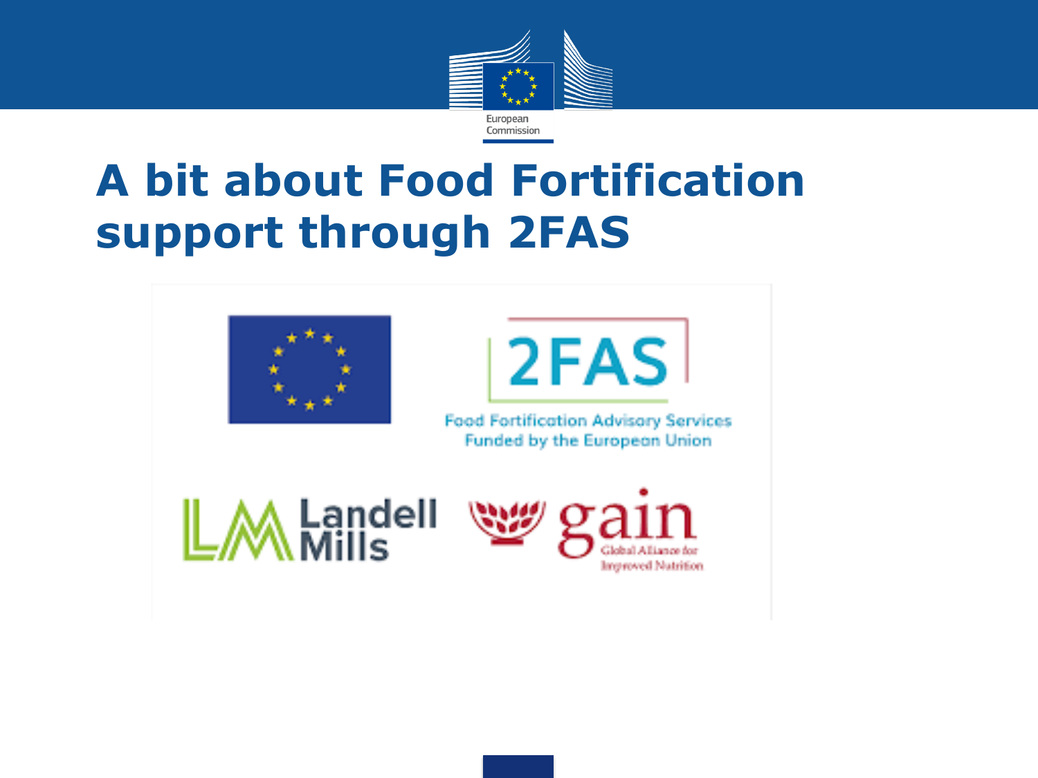# A bit about Food Fortification support through 2FAS

2FAS

Food Fortification Advisory Services
Funded by the European Union

Landell Mills

gain
Global Alliance for Improved Nutrition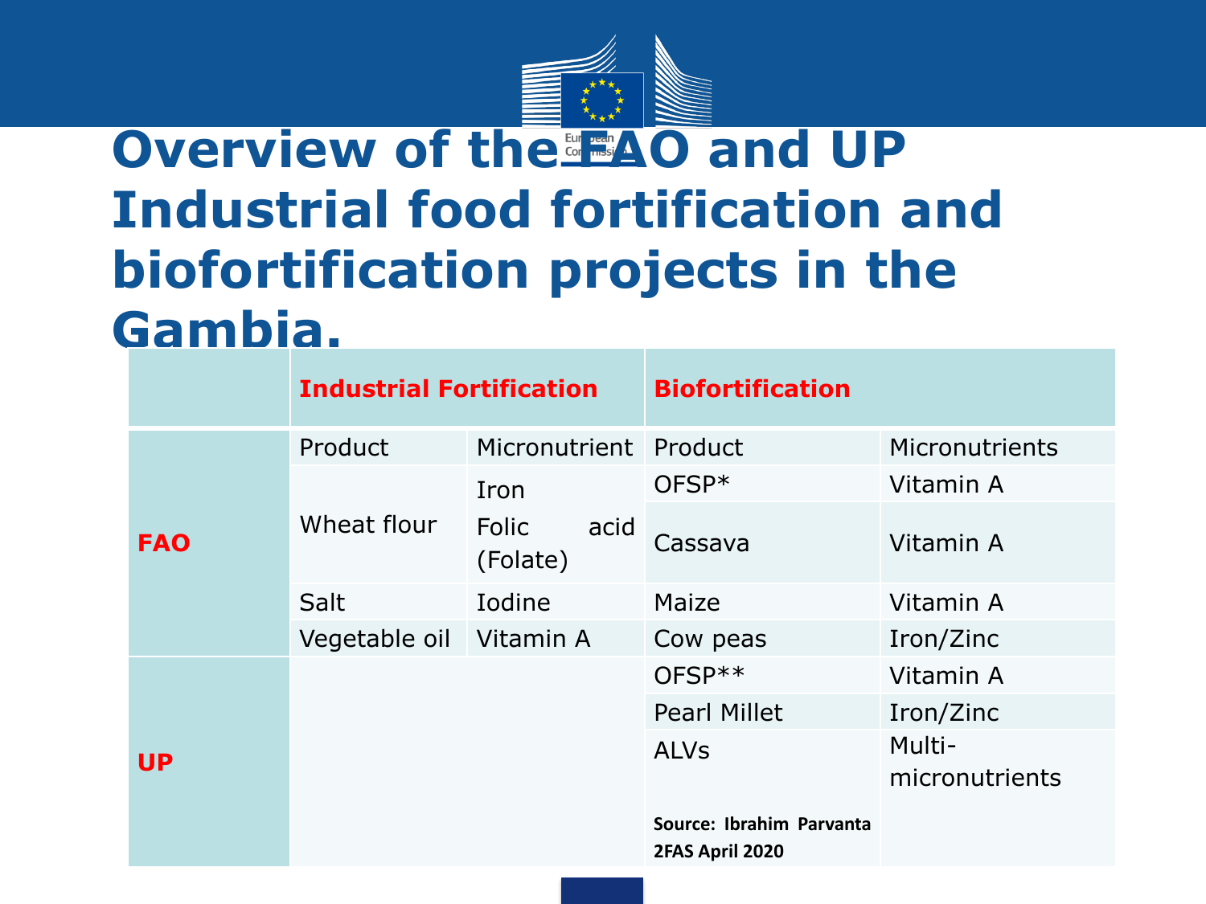# Overview of the FAO and UP Industrial food fortification and biofortification projects in the Gambia.

| | Industrial Fortification | | Biofortification | |
|---|---|---|---|---|
| **FAO** | Product | Micronutrient | Product | Micronutrients |
| | Wheat flour | Iron<br>Folic acid (Folate) | OFSP* | Vitamin A |
| | | | Cassava | Vitamin A |
| | Salt | Iodine | Maize | Vitamin A |
| | Vegetable oil | Vitamin A | Cow peas | Iron/Zinc |
| **UP** | | | OFSP** | Vitamin A |
| | | | Pearl Millet | Iron/Zinc |
| | | | ALVs | Multi-micronutrients |

**Source: Ibrahim Parvanta 2FAS April 2020**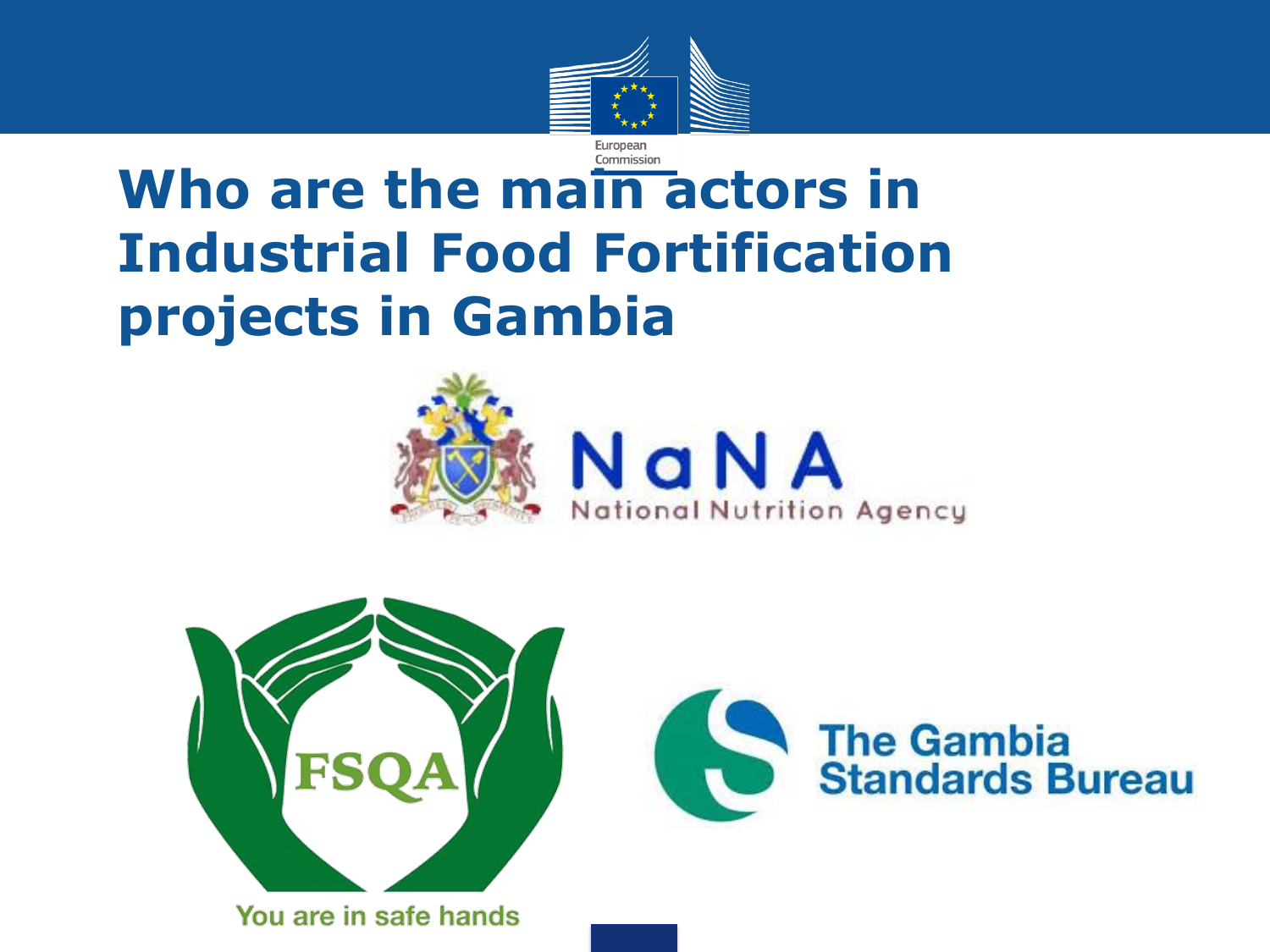# Who are the main actors in Industrial Food Fortification projects in Gambia

NaNA
National Nutrition Agency

FSQA
You are in safe hands

The Gambia Standards Bureau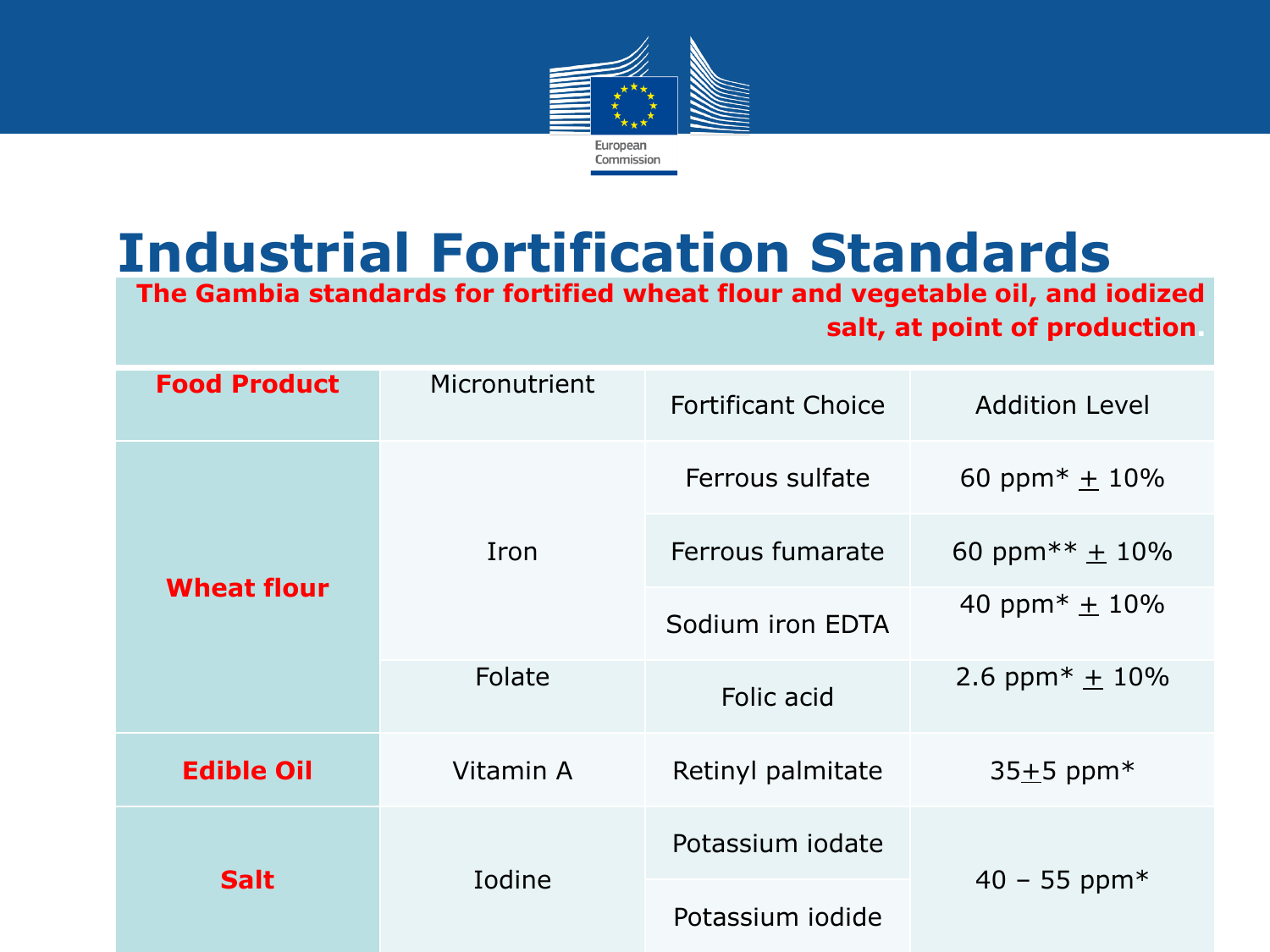# Industrial Fortification Standards

**The Gambia standards for fortified wheat flour and vegetable oil, and iodized salt, at point of production.**

| Food Product | Micronutrient | Fortificant Choice | Addition Level |
|---|---|---|---|
| Wheat flour | Iron | Ferrous sulfate | 60 ppm* ± 10% |
| | | Ferrous fumarate | 60 ppm** ± 10% |
| | | Sodium iron EDTA | 40 ppm* ± 10% |
| | Folate | Folic acid | 2.6 ppm* ± 10% |
| Edible Oil | Vitamin A | Retinyl palmitate | 35±5 ppm* |
| Salt | Iodine | Potassium iodate | 40 – 55 ppm* |
| | | Potassium iodide | |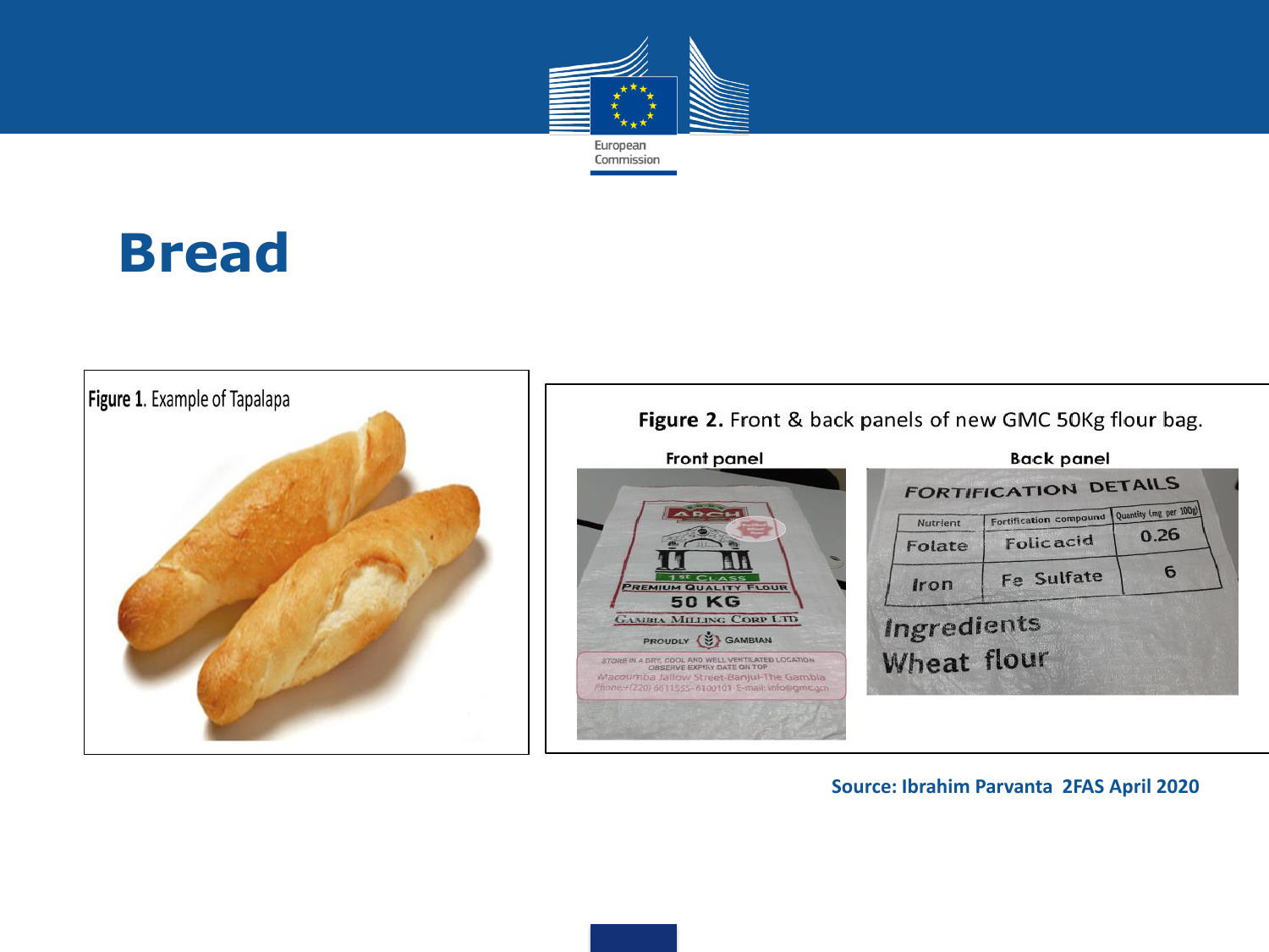# Bread

Figure 1. Example of Tapalapa

**Figure 2.** Front & back panels of new GMC 50Kg flour bag.

Front panel

Back panel

FORTIFICATION DETAILS

| Nutrient | Fortification compound | Quantity (mg per 100g) |
| --- | --- | --- |
| Folate | Folic acid | 0.26 |
| Iron | Fe Sulfate | 6 |

Ingredients
Wheat flour

**Source: Ibrahim Parvanta 2FAS April 2020**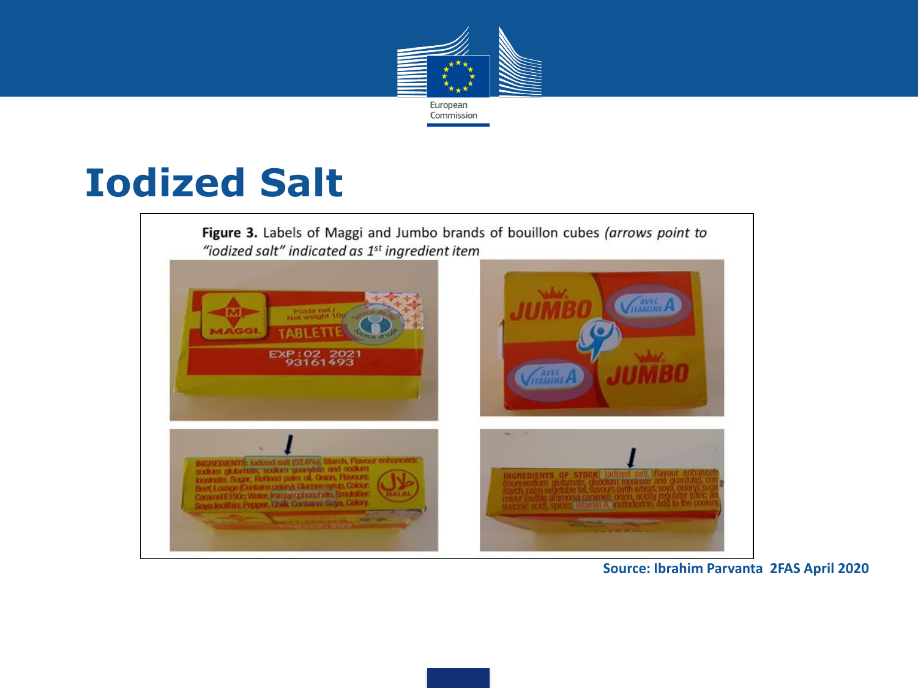# Iodized Salt

**Figure 3.** Labels of Maggi and Jumbo brands of bouillon cubes *(arrows point to "iodized salt" indicated as 1st ingredient item*

**Source: Ibrahim Parvanta 2FAS April 2020**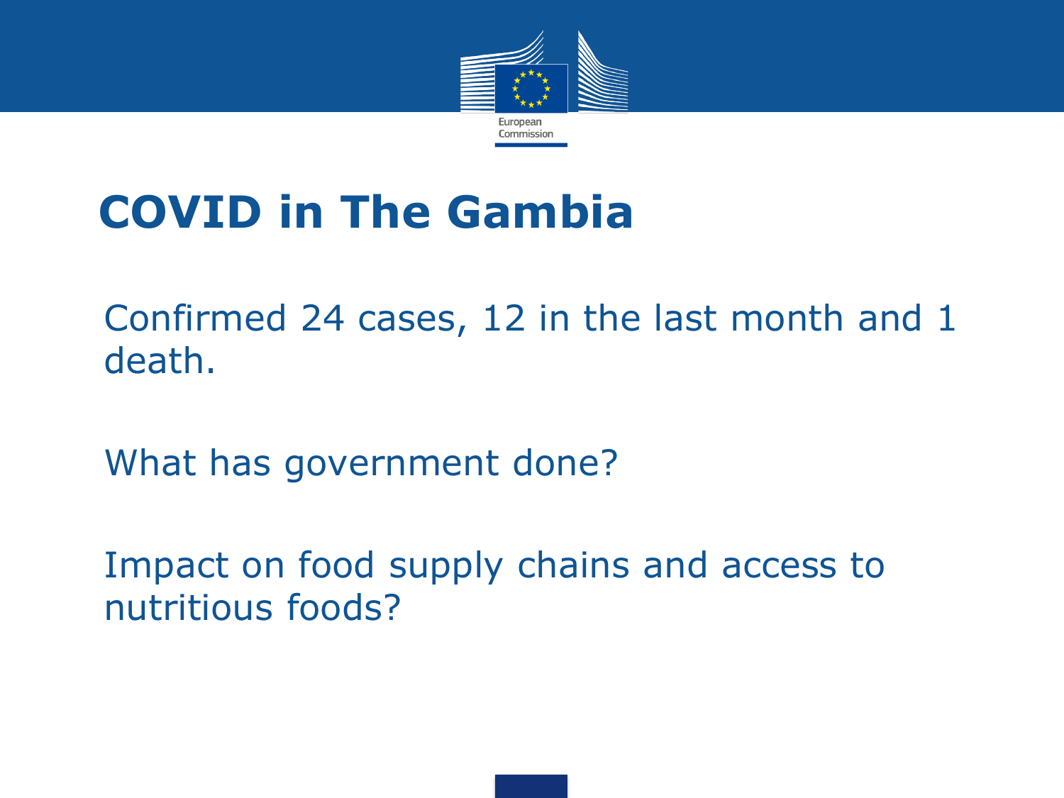# COVID in The Gambia

Confirmed 24 cases, 12 in the last month and 1 death.

What has government done?

Impact on food supply chains and access to nutritious foods?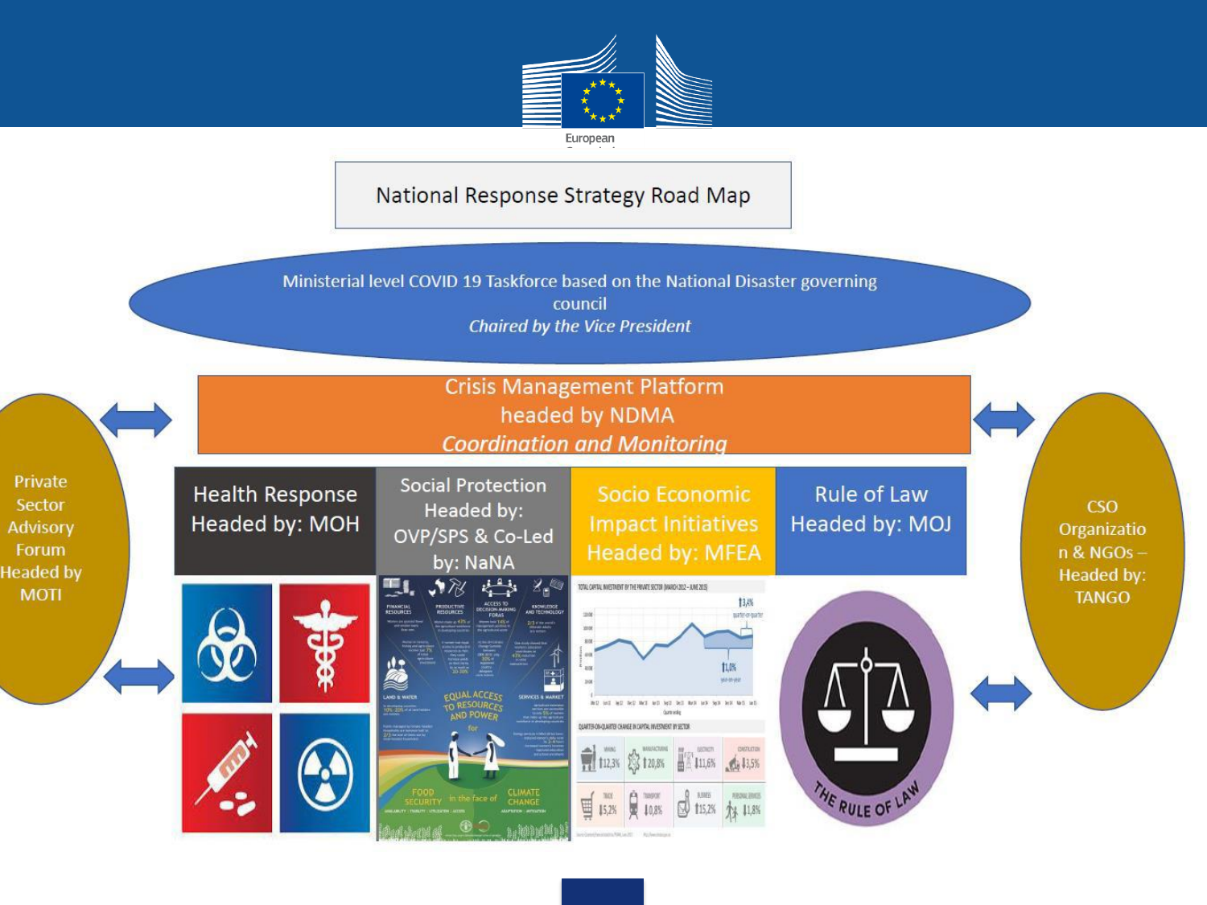# National Response Strategy Road Map

Ministerial level COVID 19 Taskforce based on the National Disaster governing council
*Chaired by the Vice President*

Crisis Management Platform
headed by NDMA
*Coordination and Monitoring*

Private Sector Advisory Forum Headed by MOTI

CSO Organization & NGOs – Headed by: TANGO

| Health Response Headed by: MOH | Social Protection Headed by: OVP/SPS & Co-Led by: NaNA | Socio Economic Impact Initiatives Headed by: MFEA | Rule of Law Headed by: MOJ |
|---|---|---|---|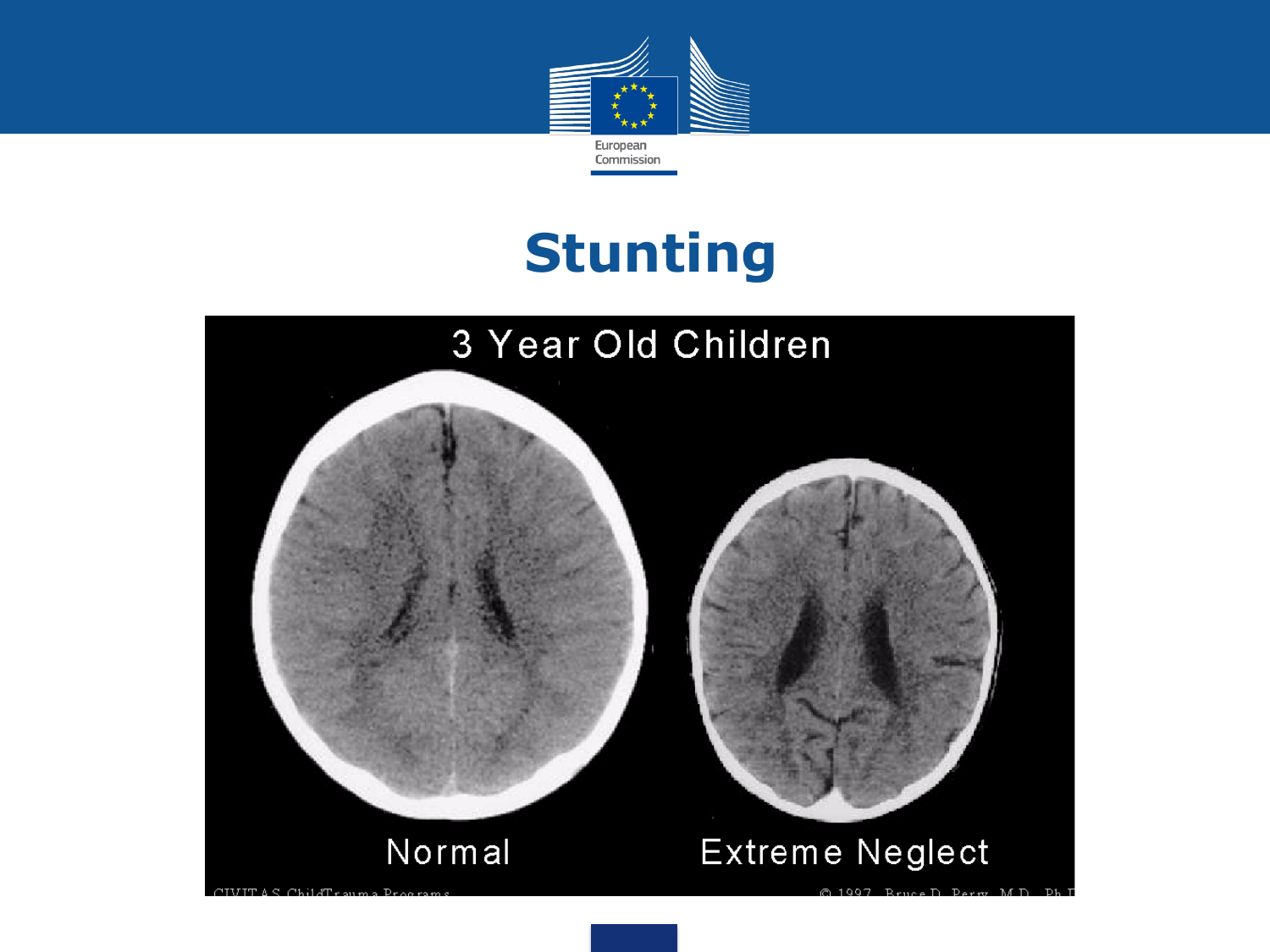# Stunting

3 Year Old Children

Normal

Extreme Neglect

CIVITAS ChildTrauma Programs

© 1997 Bruce D. Perry, M.D., Ph.D.